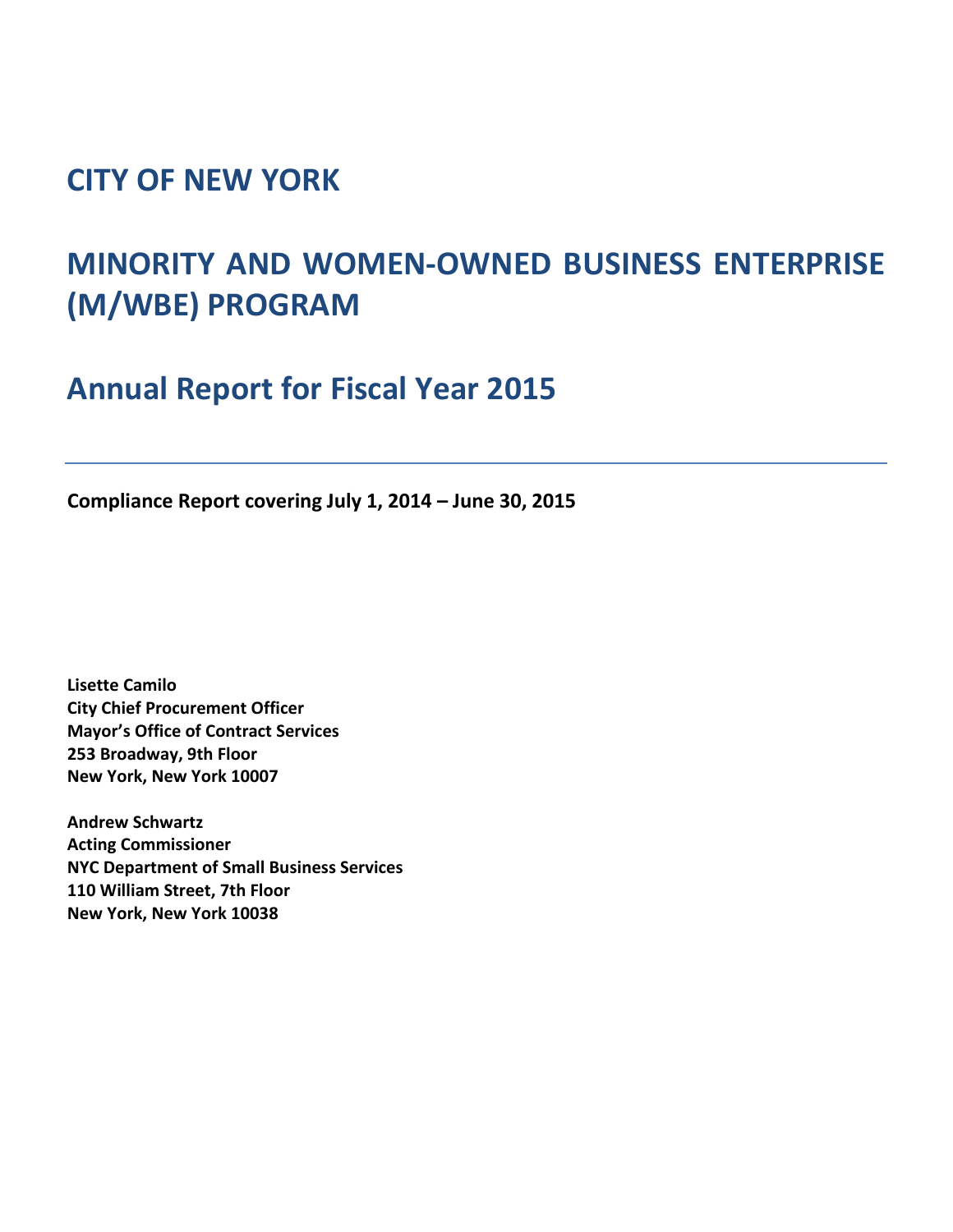# CITY OF NEW YORK

# MINORITY AND WOMEN-OWNED BUSINESS ENTERPRISE (M/WBE) PROGRAM

## Annual Report for Fiscal Year 2015

---

**Compliance Report covering July 1, 2014 – June 30, 2015**

**Lisette Camilo**
**City Chief Procurement Officer**
**Mayor's Office of Contract Services**
**253 Broadway, 9th Floor**
**New York, New York 10007**

**Andrew Schwartz**
**Acting Commissioner**
**NYC Department of Small Business Services**
**110 William Street, 7th Floor**
**New York, New York 10038**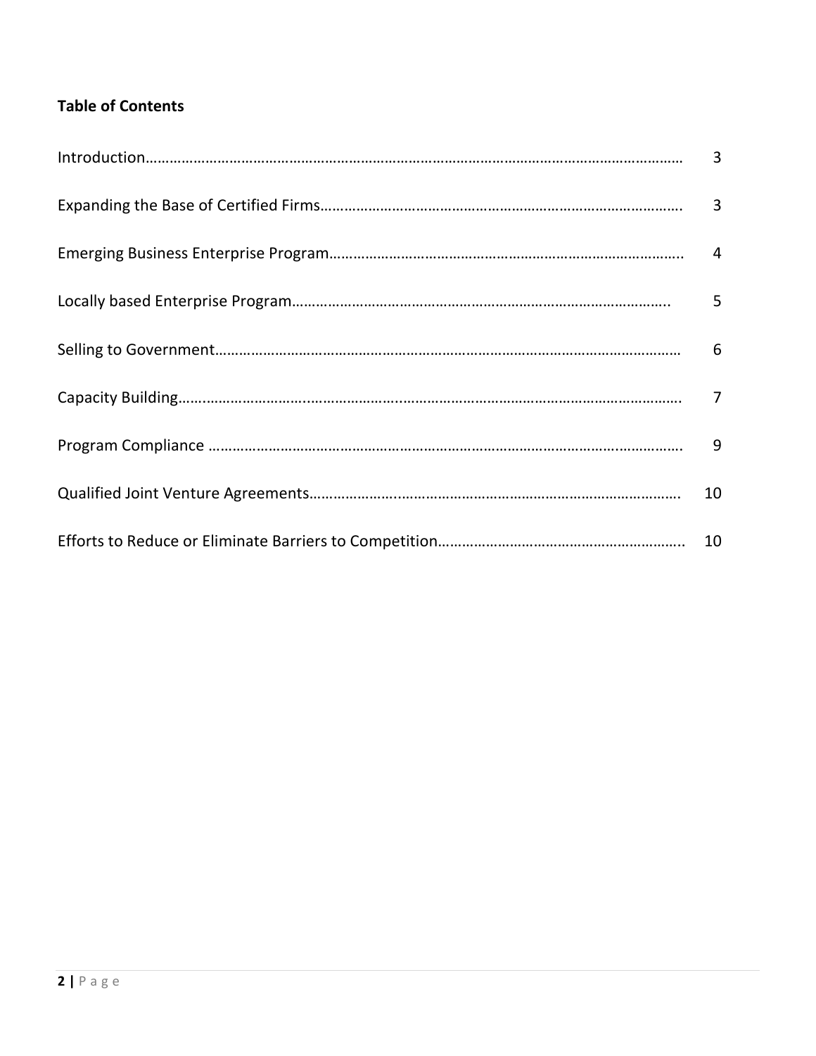**Table of Contents**

| | |
|---|---|
| Introduction | 3 |
| Expanding the Base of Certified Firms | 3 |
| Emerging Business Enterprise Program | 4 |
| Locally based Enterprise Program | 5 |
| Selling to Government | 6 |
| Capacity Building | 7 |
| Program Compliance | 9 |
| Qualified Joint Venture Agreements | 10 |
| Efforts to Reduce or Eliminate Barriers to Competition | 10 |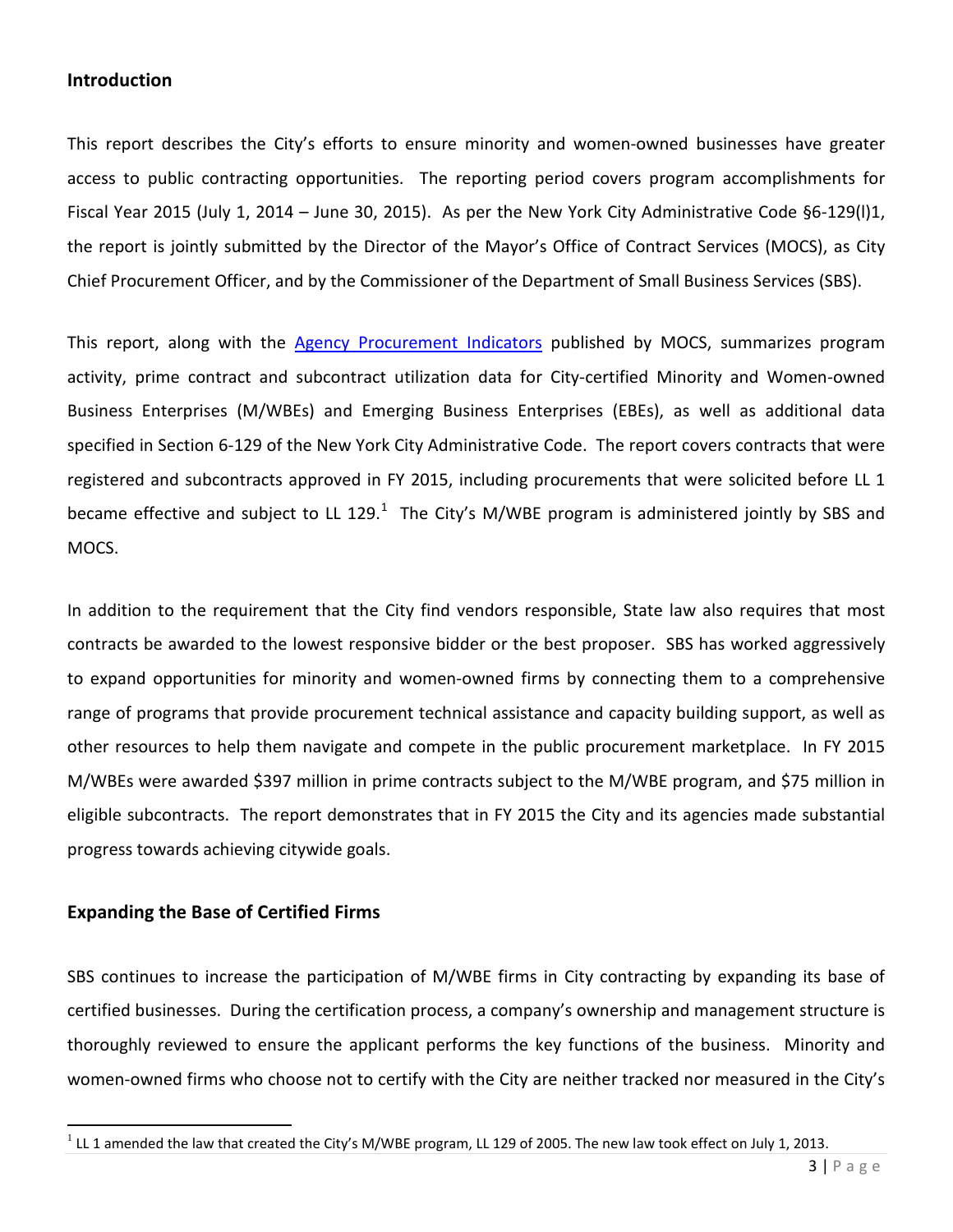## Introduction

This report describes the City's efforts to ensure minority and women-owned businesses have greater access to public contracting opportunities. The reporting period covers program accomplishments for Fiscal Year 2015 (July 1, 2014 – June 30, 2015). As per the New York City Administrative Code §6-129(l)1, the report is jointly submitted by the Director of the Mayor's Office of Contract Services (MOCS), as City Chief Procurement Officer, and by the Commissioner of the Department of Small Business Services (SBS).

This report, along with the Agency Procurement Indicators published by MOCS, summarizes program activity, prime contract and subcontract utilization data for City-certified Minority and Women-owned Business Enterprises (M/WBEs) and Emerging Business Enterprises (EBEs), as well as additional data specified in Section 6-129 of the New York City Administrative Code. The report covers contracts that were registered and subcontracts approved in FY 2015, including procurements that were solicited before LL 1 became effective and subject to LL 129.[1] The City's M/WBE program is administered jointly by SBS and MOCS.

In addition to the requirement that the City find vendors responsible, State law also requires that most contracts be awarded to the lowest responsive bidder or the best proposer. SBS has worked aggressively to expand opportunities for minority and women-owned firms by connecting them to a comprehensive range of programs that provide procurement technical assistance and capacity building support, as well as other resources to help them navigate and compete in the public procurement marketplace. In FY 2015 M/WBEs were awarded $397 million in prime contracts subject to the M/WBE program, and $75 million in eligible subcontracts. The report demonstrates that in FY 2015 the City and its agencies made substantial progress towards achieving citywide goals.

## Expanding the Base of Certified Firms

SBS continues to increase the participation of M/WBE firms in City contracting by expanding its base of certified businesses. During the certification process, a company's ownership and management structure is thoroughly reviewed to ensure the applicant performs the key functions of the business. Minority and women-owned firms who choose not to certify with the City are neither tracked nor measured in the City's

[1] LL 1 amended the law that created the City's M/WBE program, LL 129 of 2005. The new law took effect on July 1, 2013.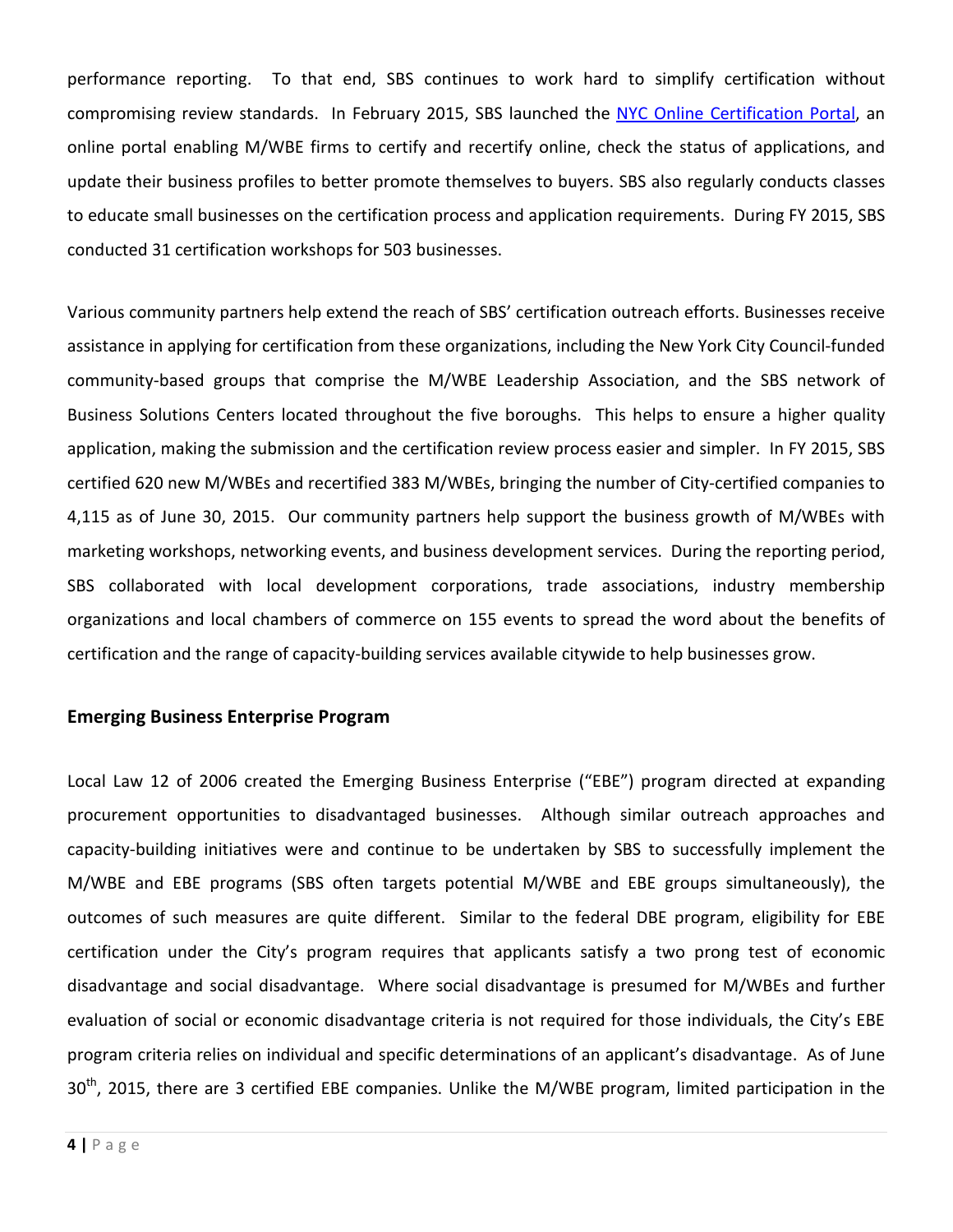performance reporting. To that end, SBS continues to work hard to simplify certification without compromising review standards. In February 2015, SBS launched the [NYC Online Certification Portal](), an online portal enabling M/WBE firms to certify and recertify online, check the status of applications, and update their business profiles to better promote themselves to buyers. SBS also regularly conducts classes to educate small businesses on the certification process and application requirements. During FY 2015, SBS conducted 31 certification workshops for 503 businesses.

Various community partners help extend the reach of SBS' certification outreach efforts. Businesses receive assistance in applying for certification from these organizations, including the New York City Council-funded community-based groups that comprise the M/WBE Leadership Association, and the SBS network of Business Solutions Centers located throughout the five boroughs. This helps to ensure a higher quality application, making the submission and the certification review process easier and simpler. In FY 2015, SBS certified 620 new M/WBEs and recertified 383 M/WBEs, bringing the number of City-certified companies to 4,115 as of June 30, 2015. Our community partners help support the business growth of M/WBEs with marketing workshops, networking events, and business development services. During the reporting period, SBS collaborated with local development corporations, trade associations, industry membership organizations and local chambers of commerce on 155 events to spread the word about the benefits of certification and the range of capacity-building services available citywide to help businesses grow.

## Emerging Business Enterprise Program

Local Law 12 of 2006 created the Emerging Business Enterprise ("EBE") program directed at expanding procurement opportunities to disadvantaged businesses. Although similar outreach approaches and capacity-building initiatives were and continue to be undertaken by SBS to successfully implement the M/WBE and EBE programs (SBS often targets potential M/WBE and EBE groups simultaneously), the outcomes of such measures are quite different. Similar to the federal DBE program, eligibility for EBE certification under the City's program requires that applicants satisfy a two prong test of economic disadvantage and social disadvantage. Where social disadvantage is presumed for M/WBEs and further evaluation of social or economic disadvantage criteria is not required for those individuals, the City's EBE program criteria relies on individual and specific determinations of an applicant's disadvantage. As of June 30th, 2015, there are 3 certified EBE companies. Unlike the M/WBE program, limited participation in the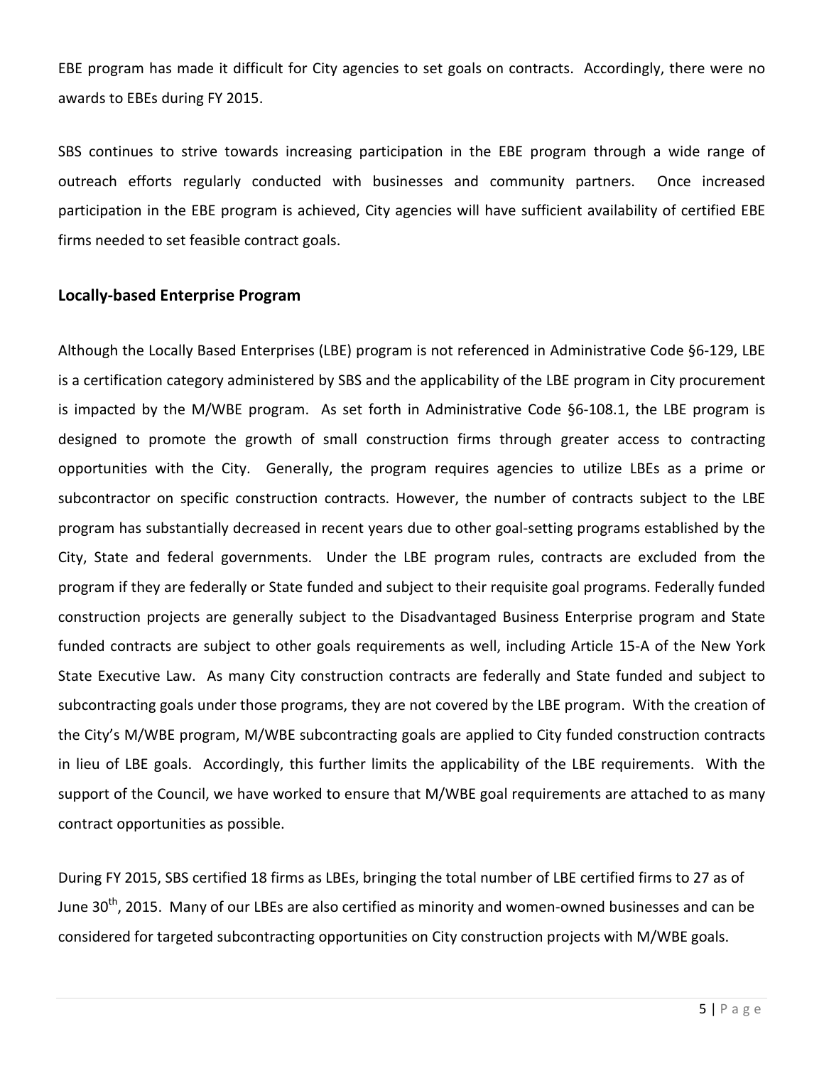EBE program has made it difficult for City agencies to set goals on contracts. Accordingly, there were no awards to EBEs during FY 2015.

SBS continues to strive towards increasing participation in the EBE program through a wide range of outreach efforts regularly conducted with businesses and community partners. Once increased participation in the EBE program is achieved, City agencies will have sufficient availability of certified EBE firms needed to set feasible contract goals.

### Locally-based Enterprise Program

Although the Locally Based Enterprises (LBE) program is not referenced in Administrative Code §6-129, LBE is a certification category administered by SBS and the applicability of the LBE program in City procurement is impacted by the M/WBE program. As set forth in Administrative Code §6-108.1, the LBE program is designed to promote the growth of small construction firms through greater access to contracting opportunities with the City. Generally, the program requires agencies to utilize LBEs as a prime or subcontractor on specific construction contracts. However, the number of contracts subject to the LBE program has substantially decreased in recent years due to other goal-setting programs established by the City, State and federal governments. Under the LBE program rules, contracts are excluded from the program if they are federally or State funded and subject to their requisite goal programs. Federally funded construction projects are generally subject to the Disadvantaged Business Enterprise program and State funded contracts are subject to other goals requirements as well, including Article 15-A of the New York State Executive Law. As many City construction contracts are federally and State funded and subject to subcontracting goals under those programs, they are not covered by the LBE program. With the creation of the City's M/WBE program, M/WBE subcontracting goals are applied to City funded construction contracts in lieu of LBE goals. Accordingly, this further limits the applicability of the LBE requirements. With the support of the Council, we have worked to ensure that M/WBE goal requirements are attached to as many contract opportunities as possible.

During FY 2015, SBS certified 18 firms as LBEs, bringing the total number of LBE certified firms to 27 as of June 30th, 2015. Many of our LBEs are also certified as minority and women-owned businesses and can be considered for targeted subcontracting opportunities on City construction projects with M/WBE goals.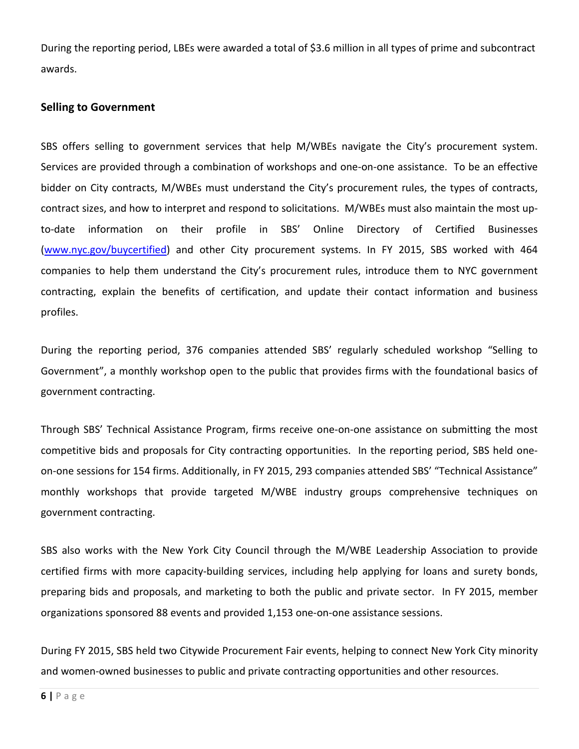During the reporting period, LBEs were awarded a total of $3.6 million in all types of prime and subcontract awards.

**Selling to Government**

SBS offers selling to government services that help M/WBEs navigate the City's procurement system. Services are provided through a combination of workshops and one-on-one assistance. To be an effective bidder on City contracts, M/WBEs must understand the City's procurement rules, the types of contracts, contract sizes, and how to interpret and respond to solicitations. M/WBEs must also maintain the most up-to-date information on their profile in SBS' Online Directory of Certified Businesses ([www.nyc.gov/buycertified](www.nyc.gov/buycertified)) and other City procurement systems. In FY 2015, SBS worked with 464 companies to help them understand the City's procurement rules, introduce them to NYC government contracting, explain the benefits of certification, and update their contact information and business profiles.

During the reporting period, 376 companies attended SBS' regularly scheduled workshop "Selling to Government", a monthly workshop open to the public that provides firms with the foundational basics of government contracting.

Through SBS' Technical Assistance Program, firms receive one-on-one assistance on submitting the most competitive bids and proposals for City contracting opportunities. In the reporting period, SBS held one-on-one sessions for 154 firms. Additionally, in FY 2015, 293 companies attended SBS' "Technical Assistance" monthly workshops that provide targeted M/WBE industry groups comprehensive techniques on government contracting.

SBS also works with the New York City Council through the M/WBE Leadership Association to provide certified firms with more capacity-building services, including help applying for loans and surety bonds, preparing bids and proposals, and marketing to both the public and private sector. In FY 2015, member organizations sponsored 88 events and provided 1,153 one-on-one assistance sessions.

During FY 2015, SBS held two Citywide Procurement Fair events, helping to connect New York City minority and women-owned businesses to public and private contracting opportunities and other resources.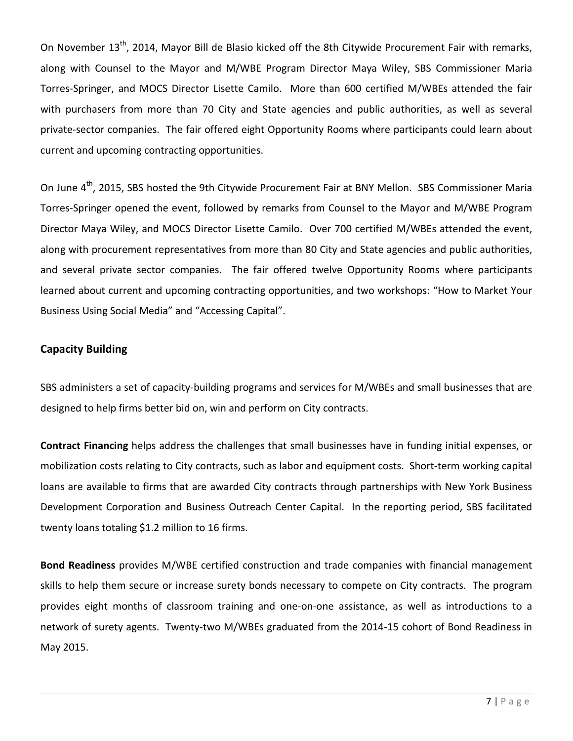On November 13th, 2014, Mayor Bill de Blasio kicked off the 8th Citywide Procurement Fair with remarks, along with Counsel to the Mayor and M/WBE Program Director Maya Wiley, SBS Commissioner Maria Torres-Springer, and MOCS Director Lisette Camilo. More than 600 certified M/WBEs attended the fair with purchasers from more than 70 City and State agencies and public authorities, as well as several private-sector companies. The fair offered eight Opportunity Rooms where participants could learn about current and upcoming contracting opportunities.

On June 4th, 2015, SBS hosted the 9th Citywide Procurement Fair at BNY Mellon. SBS Commissioner Maria Torres-Springer opened the event, followed by remarks from Counsel to the Mayor and M/WBE Program Director Maya Wiley, and MOCS Director Lisette Camilo. Over 700 certified M/WBEs attended the event, along with procurement representatives from more than 80 City and State agencies and public authorities, and several private sector companies. The fair offered twelve Opportunity Rooms where participants learned about current and upcoming contracting opportunities, and two workshops: "How to Market Your Business Using Social Media" and "Accessing Capital".

## Capacity Building

SBS administers a set of capacity-building programs and services for M/WBEs and small businesses that are designed to help firms better bid on, win and perform on City contracts.

**Contract Financing** helps address the challenges that small businesses have in funding initial expenses, or mobilization costs relating to City contracts, such as labor and equipment costs. Short-term working capital loans are available to firms that are awarded City contracts through partnerships with New York Business Development Corporation and Business Outreach Center Capital. In the reporting period, SBS facilitated twenty loans totaling $1.2 million to 16 firms.

**Bond Readiness** provides M/WBE certified construction and trade companies with financial management skills to help them secure or increase surety bonds necessary to compete on City contracts. The program provides eight months of classroom training and one-on-one assistance, as well as introductions to a network of surety agents. Twenty-two M/WBEs graduated from the 2014-15 cohort of Bond Readiness in May 2015.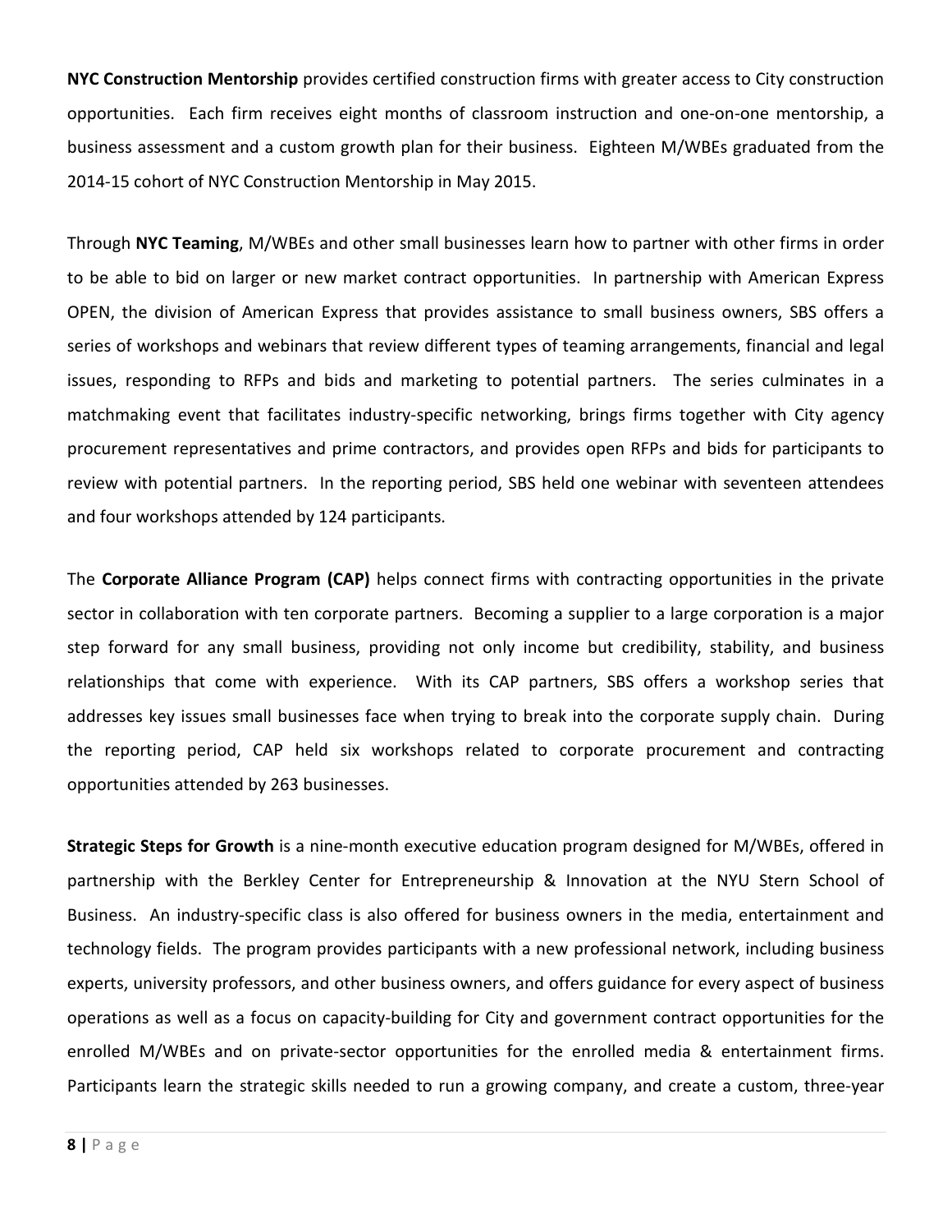**NYC Construction Mentorship** provides certified construction firms with greater access to City construction opportunities. Each firm receives eight months of classroom instruction and one-on-one mentorship, a business assessment and a custom growth plan for their business. Eighteen M/WBEs graduated from the 2014-15 cohort of NYC Construction Mentorship in May 2015.

Through **NYC Teaming**, M/WBEs and other small businesses learn how to partner with other firms in order to be able to bid on larger or new market contract opportunities. In partnership with American Express OPEN, the division of American Express that provides assistance to small business owners, SBS offers a series of workshops and webinars that review different types of teaming arrangements, financial and legal issues, responding to RFPs and bids and marketing to potential partners. The series culminates in a matchmaking event that facilitates industry-specific networking, brings firms together with City agency procurement representatives and prime contractors, and provides open RFPs and bids for participants to review with potential partners. In the reporting period, SBS held one webinar with seventeen attendees and four workshops attended by 124 participants.

The **Corporate Alliance Program (CAP)** helps connect firms with contracting opportunities in the private sector in collaboration with ten corporate partners. Becoming a supplier to a large corporation is a major step forward for any small business, providing not only income but credibility, stability, and business relationships that come with experience. With its CAP partners, SBS offers a workshop series that addresses key issues small businesses face when trying to break into the corporate supply chain. During the reporting period, CAP held six workshops related to corporate procurement and contracting opportunities attended by 263 businesses.

**Strategic Steps for Growth** is a nine-month executive education program designed for M/WBEs, offered in partnership with the Berkley Center for Entrepreneurship & Innovation at the NYU Stern School of Business. An industry-specific class is also offered for business owners in the media, entertainment and technology fields. The program provides participants with a new professional network, including business experts, university professors, and other business owners, and offers guidance for every aspect of business operations as well as a focus on capacity-building for City and government contract opportunities for the enrolled M/WBEs and on private-sector opportunities for the enrolled media & entertainment firms. Participants learn the strategic skills needed to run a growing company, and create a custom, three-year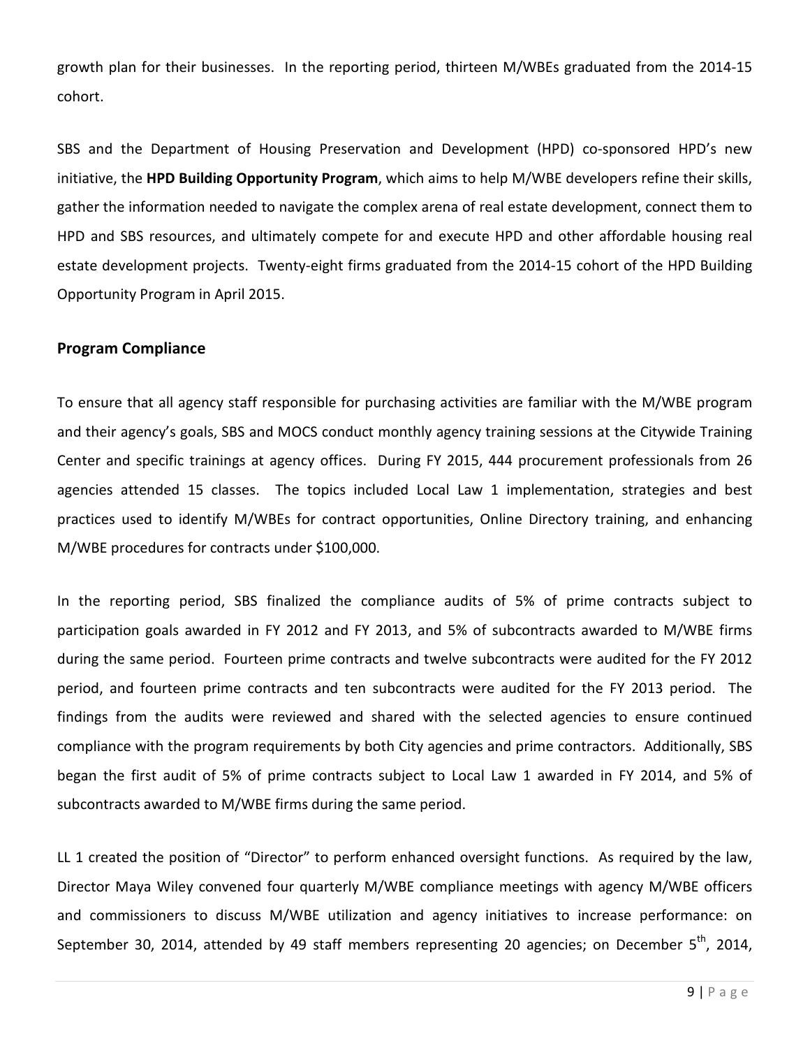growth plan for their businesses. In the reporting period, thirteen M/WBEs graduated from the 2014-15 cohort.

SBS and the Department of Housing Preservation and Development (HPD) co-sponsored HPD's new initiative, the **HPD Building Opportunity Program**, which aims to help M/WBE developers refine their skills, gather the information needed to navigate the complex arena of real estate development, connect them to HPD and SBS resources, and ultimately compete for and execute HPD and other affordable housing real estate development projects. Twenty-eight firms graduated from the 2014-15 cohort of the HPD Building Opportunity Program in April 2015.

## Program Compliance

To ensure that all agency staff responsible for purchasing activities are familiar with the M/WBE program and their agency's goals, SBS and MOCS conduct monthly agency training sessions at the Citywide Training Center and specific trainings at agency offices. During FY 2015, 444 procurement professionals from 26 agencies attended 15 classes. The topics included Local Law 1 implementation, strategies and best practices used to identify M/WBEs for contract opportunities, Online Directory training, and enhancing M/WBE procedures for contracts under $100,000.

In the reporting period, SBS finalized the compliance audits of 5% of prime contracts subject to participation goals awarded in FY 2012 and FY 2013, and 5% of subcontracts awarded to M/WBE firms during the same period. Fourteen prime contracts and twelve subcontracts were audited for the FY 2012 period, and fourteen prime contracts and ten subcontracts were audited for the FY 2013 period. The findings from the audits were reviewed and shared with the selected agencies to ensure continued compliance with the program requirements by both City agencies and prime contractors. Additionally, SBS began the first audit of 5% of prime contracts subject to Local Law 1 awarded in FY 2014, and 5% of subcontracts awarded to M/WBE firms during the same period.

LL 1 created the position of "Director" to perform enhanced oversight functions. As required by the law, Director Maya Wiley convened four quarterly M/WBE compliance meetings with agency M/WBE officers and commissioners to discuss M/WBE utilization and agency initiatives to increase performance: on September 30, 2014, attended by 49 staff members representing 20 agencies; on December 5th, 2014,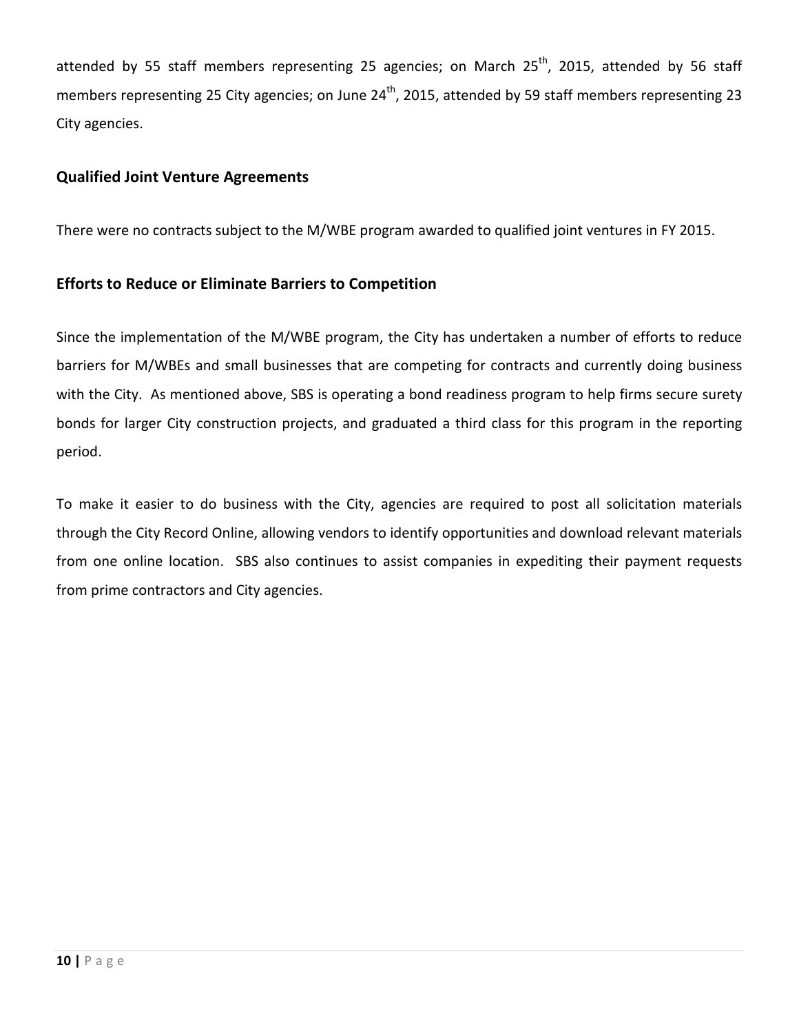attended by 55 staff members representing 25 agencies; on March 25th, 2015, attended by 56 staff members representing 25 City agencies; on June 24th, 2015, attended by 59 staff members representing 23 City agencies.

## Qualified Joint Venture Agreements

There were no contracts subject to the M/WBE program awarded to qualified joint ventures in FY 2015.

## Efforts to Reduce or Eliminate Barriers to Competition

Since the implementation of the M/WBE program, the City has undertaken a number of efforts to reduce barriers for M/WBEs and small businesses that are competing for contracts and currently doing business with the City. As mentioned above, SBS is operating a bond readiness program to help firms secure surety bonds for larger City construction projects, and graduated a third class for this program in the reporting period.

To make it easier to do business with the City, agencies are required to post all solicitation materials through the City Record Online, allowing vendors to identify opportunities and download relevant materials from one online location. SBS also continues to assist companies in expediting their payment requests from prime contractors and City agencies.